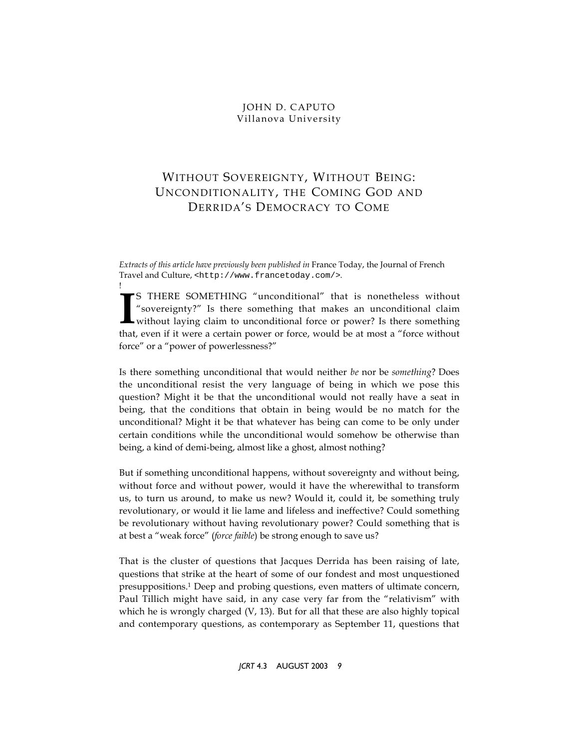JOHN D. CAPUTO
Villanova University

# WITHOUT SOVEREIGNTY, WITHOUT BEING: UNCONDITIONALITY, THE COMING GOD AND DERRIDA'S DEMOCRACY TO COME

*Extracts of this article have previously been published in* France Today, the Journal of French Travel and Culture, <http://www.francetoday.com/>.

!

IS THERE SOMETHING "unconditional" that is nonetheless without "sovereignty?" Is there something that makes an unconditional claim without laying claim to unconditional force or power? Is there something that, even if it were a certain power or force, would be at most a "force without force" or a "power of powerlessness?"

Is there something unconditional that would neither *be* nor be *something*? Does the unconditional resist the very language of being in which we pose this question? Might it be that the unconditional would not really have a seat in being, that the conditions that obtain in being would be no match for the unconditional? Might it be that whatever has being can come to be only under certain conditions while the unconditional would somehow be otherwise than being, a kind of demi-being, almost like a ghost, almost nothing?

But if something unconditional happens, without sovereignty and without being, without force and without power, would it have the wherewithal to transform us, to turn us around, to make us new? Would it, could it, be something truly revolutionary, or would it lie lame and lifeless and ineffective? Could something be revolutionary without having revolutionary power? Could something that is at best a "weak force" (*force faible*) be strong enough to save us?

That is the cluster of questions that Jacques Derrida has been raising of late, questions that strike at the heart of some of our fondest and most unquestioned presuppositions.[1] Deep and probing questions, even matters of ultimate concern, Paul Tillich might have said, in any case very far from the "relativism" with which he is wrongly charged (V, 13). But for all that these are also highly topical and contemporary questions, as contemporary as September 11, questions that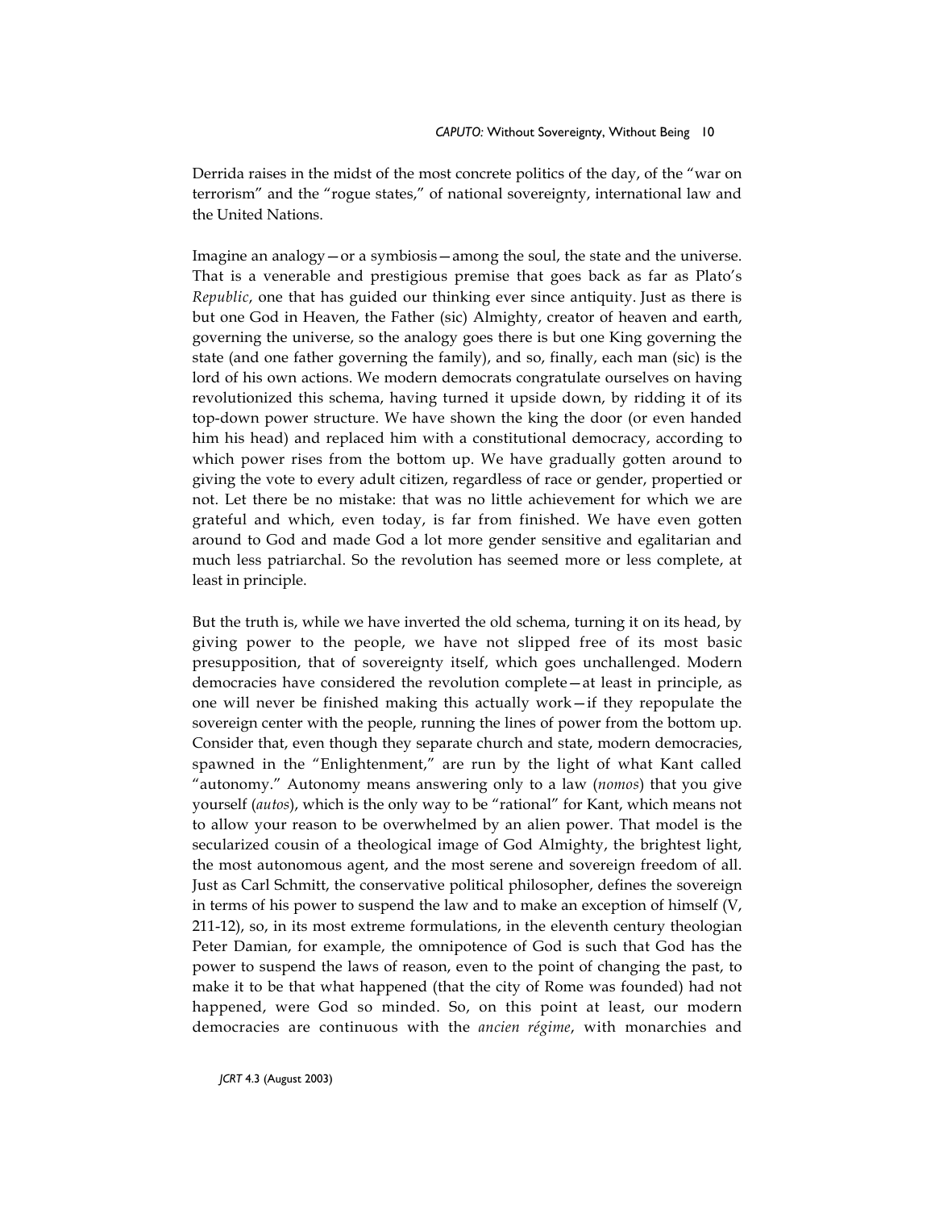Derrida raises in the midst of the most concrete politics of the day, of the "war on terrorism" and the "rogue states," of national sovereignty, international law and the United Nations.

Imagine an analogy—or a symbiosis—among the soul, the state and the universe. That is a venerable and prestigious premise that goes back as far as Plato's *Republic*, one that has guided our thinking ever since antiquity. Just as there is but one God in Heaven, the Father (sic) Almighty, creator of heaven and earth, governing the universe, so the analogy goes there is but one King governing the state (and one father governing the family), and so, finally, each man (sic) is the lord of his own actions. We modern democrats congratulate ourselves on having revolutionized this schema, having turned it upside down, by ridding it of its top-down power structure. We have shown the king the door (or even handed him his head) and replaced him with a constitutional democracy, according to which power rises from the bottom up. We have gradually gotten around to giving the vote to every adult citizen, regardless of race or gender, propertied or not. Let there be no mistake: that was no little achievement for which we are grateful and which, even today, is far from finished. We have even gotten around to God and made God a lot more gender sensitive and egalitarian and much less patriarchal. So the revolution has seemed more or less complete, at least in principle.

But the truth is, while we have inverted the old schema, turning it on its head, by giving power to the people, we have not slipped free of its most basic presupposition, that of sovereignty itself, which goes unchallenged. Modern democracies have considered the revolution complete—at least in principle, as one will never be finished making this actually work—if they repopulate the sovereign center with the people, running the lines of power from the bottom up. Consider that, even though they separate church and state, modern democracies, spawned in the "Enlightenment," are run by the light of what Kant called "autonomy." Autonomy means answering only to a law (*nomos*) that you give yourself (*autos*), which is the only way to be "rational" for Kant, which means not to allow your reason to be overwhelmed by an alien power. That model is the secularized cousin of a theological image of God Almighty, the brightest light, the most autonomous agent, and the most serene and sovereign freedom of all. Just as Carl Schmitt, the conservative political philosopher, defines the sovereign in terms of his power to suspend the law and to make an exception of himself (V, 211-12), so, in its most extreme formulations, in the eleventh century theologian Peter Damian, for example, the omnipotence of God is such that God has the power to suspend the laws of reason, even to the point of changing the past, to make it to be that what happened (that the city of Rome was founded) had not happened, were God so minded. So, on this point at least, our modern democracies are continuous with the *ancien régime*, with monarchies and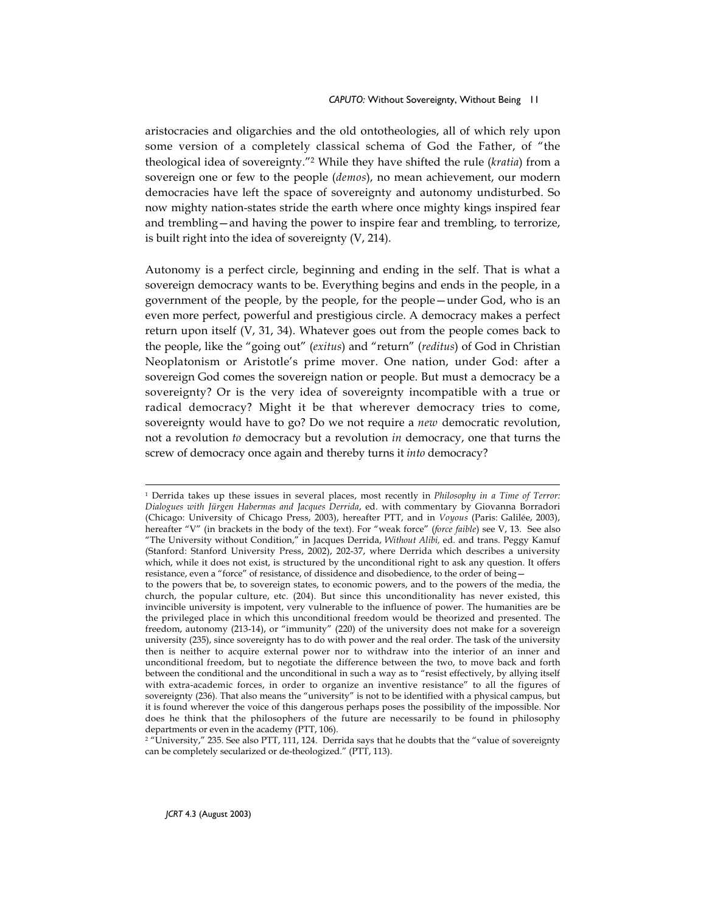aristocracies and oligarchies and the old ontotheologies, all of which rely upon some version of a completely classical schema of God the Father, of "the theological idea of sovereignty."[2] While they have shifted the rule (*kratia*) from a sovereign one or few to the people (*demos*), no mean achievement, our modern democracies have left the space of sovereignty and autonomy undisturbed. So now mighty nation-states stride the earth where once mighty kings inspired fear and trembling—and having the power to inspire fear and trembling, to terrorize, is built right into the idea of sovereignty (V, 214).

Autonomy is a perfect circle, beginning and ending in the self. That is what a sovereign democracy wants to be. Everything begins and ends in the people, in a government of the people, by the people, for the people—under God, who is an even more perfect, powerful and prestigious circle. A democracy makes a perfect return upon itself (V, 31, 34). Whatever goes out from the people comes back to the people, like the "going out" (*exitus*) and "return" (*reditus*) of God in Christian Neoplatonism or Aristotle's prime mover. One nation, under God: after a sovereign God comes the sovereign nation or people. But must a democracy be a sovereignty? Or is the very idea of sovereignty incompatible with a true or radical democracy? Might it be that wherever democracy tries to come, sovereignty would have to go? Do we not require a *new* democratic revolution, not a revolution *to* democracy but a revolution *in* democracy, one that turns the screw of democracy once again and thereby turns it *into* democracy?

---

[1] Derrida takes up these issues in several places, most recently in *Philosophy in a Time of Terror: Dialogues with Jürgen Habermas and Jacques Derrida*, ed. with commentary by Giovanna Borradori (Chicago: University of Chicago Press, 2003), hereafter PTT, and in *Voyous* (Paris: Galilée, 2003), hereafter "V" (in brackets in the body of the text). For "weak force" (*force faible*) see V, 13. See also "The University without Condition," in Jacques Derrida, *Without Alibi*, ed. and trans. Peggy Kamuf (Stanford: Stanford University Press, 2002), 202-37, where Derrida which describes a university which, while it does not exist, is structured by the unconditional right to ask any question. It offers resistance, even a "force" of resistance, of dissidence and disobedience, to the order of being—to the powers that be, to sovereign states, to economic powers, and to the powers of the media, the church, the popular culture, etc. (204). But since this unconditionality has never existed, this invincible university is impotent, very vulnerable to the influence of power. The humanities are be the privileged place in which this unconditional freedom would be theorized and presented. The freedom, autonomy (213-14), or "immunity" (220) of the university does not make for a sovereign university (235), since sovereignty has to do with power and the real order. The task of the university then is neither to acquire external power nor to withdraw into the interior of an inner and unconditional freedom, but to negotiate the difference between the two, to move back and forth between the conditional and the unconditional in such a way as to "resist effectively, by allying itself with extra-academic forces, in order to organize an inventive resistance" to all the figures of sovereignty (236). That also means the "university" is not to be identified with a physical campus, but it is found wherever the voice of this dangerous perhaps poses the possibility of the impossible. Nor does he think that the philosophers of the future are necessarily to be found in philosophy departments or even in the academy (PTT, 106).

[2] "University," 235. See also PTT, 111, 124. Derrida says that he doubts that the "value of sovereignty can be completely secularized or de-theologized." (PTT, 113).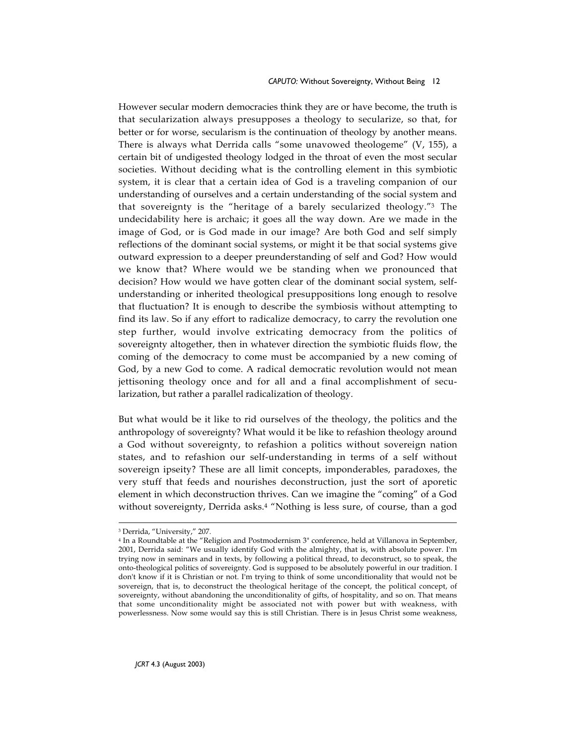However secular modern democracies think they are or have become, the truth is that secularization always presupposes a theology to secularize, so that, for better or for worse, secularism is the continuation of theology by another means. There is always what Derrida calls "some unavowed theologeme" (V, 155), a certain bit of undigested theology lodged in the throat of even the most secular societies. Without deciding what is the controlling element in this symbiotic system, it is clear that a certain idea of God is a traveling companion of our understanding of ourselves and a certain understanding of the social system and that sovereignty is the "heritage of a barely secularized theology."[3] The undecidability here is archaic; it goes all the way down. Are we made in the image of God, or is God made in our image? Are both God and self simply reflections of the dominant social systems, or might it be that social systems give outward expression to a deeper preunderstanding of self and God? How would we know that? Where would we be standing when we pronounced that decision? How would we have gotten clear of the dominant social system, self-understanding or inherited theological presuppositions long enough to resolve that fluctuation? It is enough to describe the symbiosis without attempting to find its law. So if any effort to radicalize democracy, to carry the revolution one step further, would involve extricating democracy from the politics of sovereignty altogether, then in whatever direction the symbiotic fluids flow, the coming of the democracy to come must be accompanied by a new coming of God, by a new God to come. A radical democratic revolution would not mean jettisoning theology once and for all and a final accomplishment of secularization, but rather a parallel radicalization of theology.

But what would be it like to rid ourselves of the theology, the politics and the anthropology of sovereignty? What would it be like to refashion theology around a God without sovereignty, to refashion a politics without sovereign nation states, and to refashion our self-understanding in terms of a self without sovereign ipseity? These are all limit concepts, imponderables, paradoxes, the very stuff that feeds and nourishes deconstruction, just the sort of aporetic element in which deconstruction thrives. Can we imagine the "coming" of a God without sovereignty, Derrida asks.[4] "Nothing is less sure, of course, than a god

---

[3] Derrida, "University," 207.

[4] In a Roundtable at the "Religion and Postmodernism 3" conference, held at Villanova in September, 2001, Derrida said: "We usually identify God with the almighty, that is, with absolute power. I'm trying now in seminars and in texts, by following a political thread, to deconstruct, so to speak, the onto-theological politics of sovereignty. God is supposed to be absolutely powerful in our tradition. I don't know if it is Christian or not. I'm trying to think of some unconditionality that would not be sovereign, that is, to deconstruct the theological heritage of the concept, the political concept, of sovereignty, without abandoning the unconditionality of gifts, of hospitality, and so on. That means that some unconditionality might be associated not with power but with weakness, with powerlessness. Now some would say this is still Christian. There is in Jesus Christ some weakness,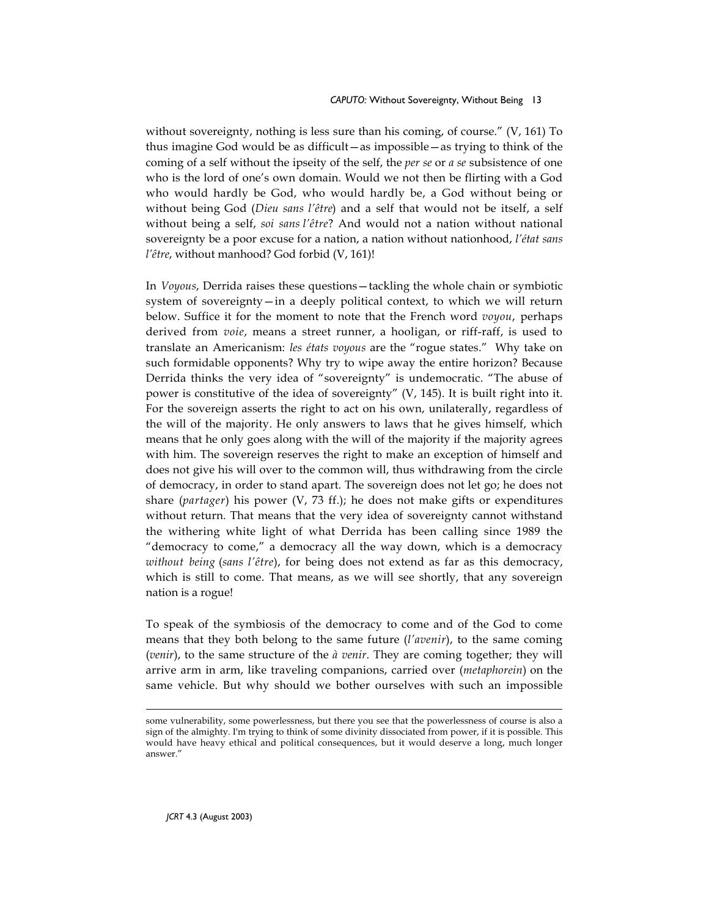without sovereignty, nothing is less sure than his coming, of course." (V, 161) To thus imagine God would be as difficult—as impossible—as trying to think of the coming of a self without the ipseity of the self, the *per se* or *a se* subsistence of one who is the lord of one's own domain. Would we not then be flirting with a God who would hardly be God, who would hardly be, a God without being or without being God (*Dieu sans l'être*) and a self that would not be itself, a self without being a self, *soi sans l'être*? And would not a nation without national sovereignty be a poor excuse for a nation, a nation without nationhood, *l'état sans l'être*, without manhood? God forbid (V, 161)!

In *Voyous*, Derrida raises these questions—tackling the whole chain or symbiotic system of sovereignty—in a deeply political context, to which we will return below. Suffice it for the moment to note that the French word *voyou*, perhaps derived from *voie*, means a street runner, a hooligan, or riff-raff, is used to translate an Americanism: *les états voyous* are the "rogue states." Why take on such formidable opponents? Why try to wipe away the entire horizon? Because Derrida thinks the very idea of "sovereignty" is undemocratic. "The abuse of power is constitutive of the idea of sovereignty" (V, 145). It is built right into it. For the sovereign asserts the right to act on his own, unilaterally, regardless of the will of the majority. He only answers to laws that he gives himself, which means that he only goes along with the will of the majority if the majority agrees with him. The sovereign reserves the right to make an exception of himself and does not give his will over to the common will, thus withdrawing from the circle of democracy, in order to stand apart. The sovereign does not let go; he does not share (*partager*) his power (V, 73 ff.); he does not make gifts or expenditures without return. That means that the very idea of sovereignty cannot withstand the withering white light of what Derrida has been calling since 1989 the "democracy to come," a democracy all the way down, which is a democracy *without being* (*sans l'être*), for being does not extend as far as this democracy, which is still to come. That means, as we will see shortly, that any sovereign nation is a rogue!

To speak of the symbiosis of the democracy to come and of the God to come means that they both belong to the same future (*l'avenir*), to the same coming (*venir*), to the same structure of the *à venir*. They are coming together; they will arrive arm in arm, like traveling companions, carried over (*metaphorein*) on the same vehicle. But why should we bother ourselves with such an impossible

---

some vulnerability, some powerlessness, but there you see that the powerlessness of course is also a sign of the almighty. I'm trying to think of some divinity dissociated from power, if it is possible. This would have heavy ethical and political consequences, but it would deserve a long, much longer answer."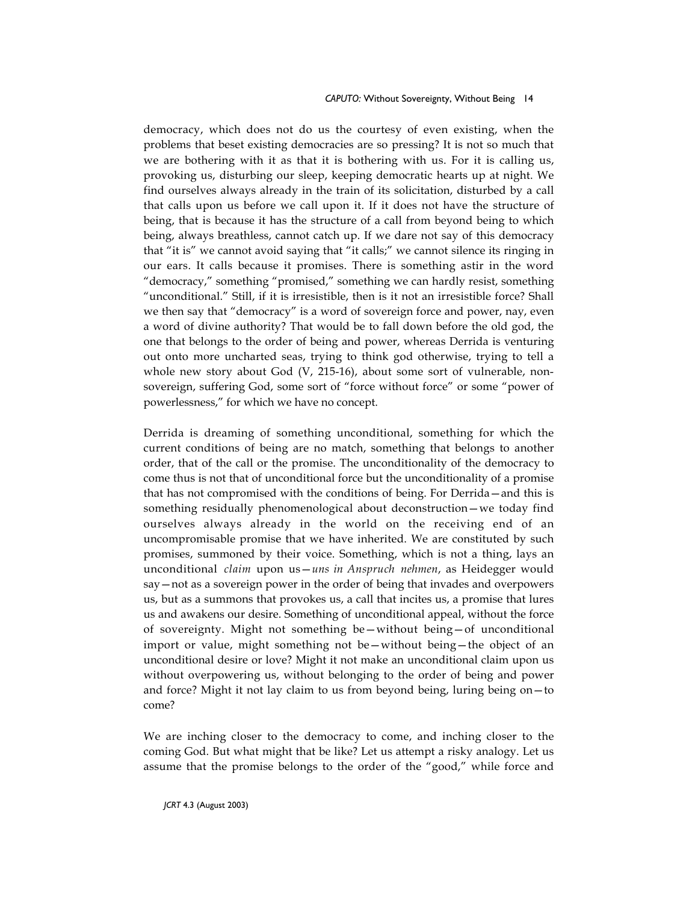democracy, which does not do us the courtesy of even existing, when the problems that beset existing democracies are so pressing? It is not so much that we are bothering with it as that it is bothering with us. For it is calling us, provoking us, disturbing our sleep, keeping democratic hearts up at night. We find ourselves always already in the train of its solicitation, disturbed by a call that calls upon us before we call upon it. If it does not have the structure of being, that is because it has the structure of a call from beyond being to which being, always breathless, cannot catch up. If we dare not say of this democracy that "it is" we cannot avoid saying that "it calls;" we cannot silence its ringing in our ears. It calls because it promises. There is something astir in the word "democracy," something "promised," something we can hardly resist, something "unconditional." Still, if it is irresistible, then is it not an irresistible force? Shall we then say that "democracy" is a word of sovereign force and power, nay, even a word of divine authority? That would be to fall down before the old god, the one that belongs to the order of being and power, whereas Derrida is venturing out onto more uncharted seas, trying to think god otherwise, trying to tell a whole new story about God (V, 215-16), about some sort of vulnerable, non-sovereign, suffering God, some sort of "force without force" or some "power of powerlessness," for which we have no concept.

Derrida is dreaming of something unconditional, something for which the current conditions of being are no match, something that belongs to another order, that of the call or the promise. The unconditionality of the democracy to come thus is not that of unconditional force but the unconditionality of a promise that has not compromised with the conditions of being. For Derrida—and this is something residually phenomenological about deconstruction—we today find ourselves always already in the world on the receiving end of an uncompromisable promise that we have inherited. We are constituted by such promises, summoned by their voice. Something, which is not a thing, lays an unconditional *claim* upon us—*uns in Anspruch nehmen*, as Heidegger would say—not as a sovereign power in the order of being that invades and overpowers us, but as a summons that provokes us, a call that incites us, a promise that lures us and awakens our desire. Something of unconditional appeal, without the force of sovereignty. Might not something be—without being—of unconditional import or value, might something not be—without being—the object of an unconditional desire or love? Might it not make an unconditional claim upon us without overpowering us, without belonging to the order of being and power and force? Might it not lay claim to us from beyond being, luring being on—to come?

We are inching closer to the democracy to come, and inching closer to the coming God. But what might that be like? Let us attempt a risky analogy. Let us assume that the promise belongs to the order of the "good," while force and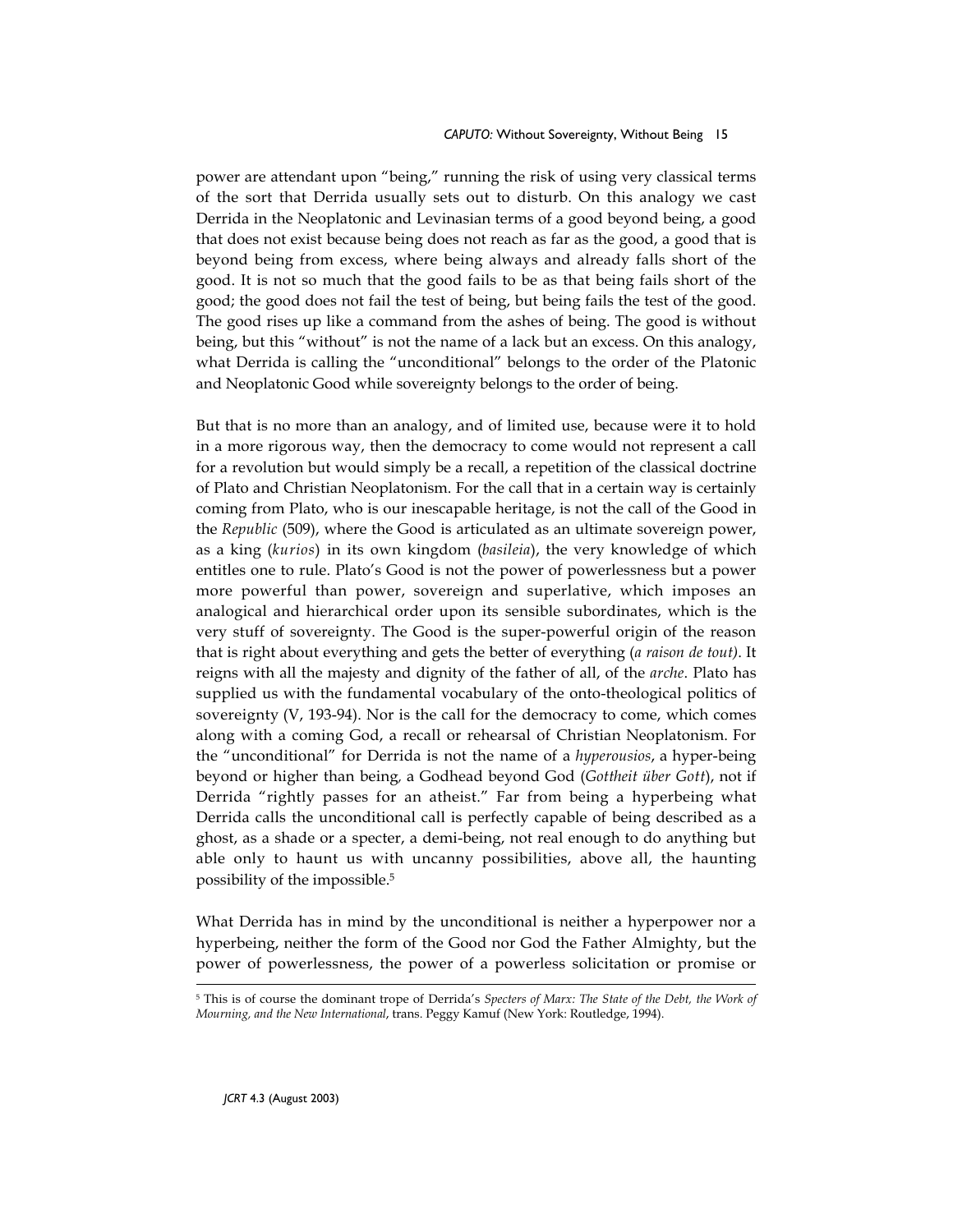power are attendant upon "being," running the risk of using very classical terms of the sort that Derrida usually sets out to disturb. On this analogy we cast Derrida in the Neoplatonic and Levinasian terms of a good beyond being, a good that does not exist because being does not reach as far as the good, a good that is beyond being from excess, where being always and already falls short of the good. It is not so much that the good fails to be as that being fails short of the good; the good does not fail the test of being, but being fails the test of the good. The good rises up like a command from the ashes of being. The good is without being, but this "without" is not the name of a lack but an excess. On this analogy, what Derrida is calling the "unconditional" belongs to the order of the Platonic and Neoplatonic Good while sovereignty belongs to the order of being.

But that is no more than an analogy, and of limited use, because were it to hold in a more rigorous way, then the democracy to come would not represent a call for a revolution but would simply be a recall, a repetition of the classical doctrine of Plato and Christian Neoplatonism. For the call that in a certain way is certainly coming from Plato, who is our inescapable heritage, is not the call of the Good in the *Republic* (509), where the Good is articulated as an ultimate sovereign power, as a king (*kurios*) in its own kingdom (*basileia*), the very knowledge of which entitles one to rule. Plato's Good is not the power of powerlessness but a power more powerful than power, sovereign and superlative, which imposes an analogical and hierarchical order upon its sensible subordinates, which is the very stuff of sovereignty. The Good is the super-powerful origin of the reason that is right about everything and gets the better of everything (*a raison de tout)*. It reigns with all the majesty and dignity of the father of all, of the *arche*. Plato has supplied us with the fundamental vocabulary of the onto-theological politics of sovereignty (V, 193-94). Nor is the call for the democracy to come, which comes along with a coming God, a recall or rehearsal of Christian Neoplatonism. For the "unconditional" for Derrida is not the name of a *hyperousios*, a hyper-being beyond or higher than being, a Godhead beyond God (*Gottheit über Gott*), not if Derrida "rightly passes for an atheist." Far from being a hyperbeing what Derrida calls the unconditional call is perfectly capable of being described as a ghost, as a shade or a specter, a demi-being, not real enough to do anything but able only to haunt us with uncanny possibilities, above all, the haunting possibility of the impossible.[5]

What Derrida has in mind by the unconditional is neither a hyperpower nor a hyperbeing, neither the form of the Good nor God the Father Almighty, but the power of powerlessness, the power of a powerless solicitation or promise or

[5] This is of course the dominant trope of Derrida's *Specters of Marx: The State of the Debt, the Work of Mourning, and the New International*, trans. Peggy Kamuf (New York: Routledge, 1994).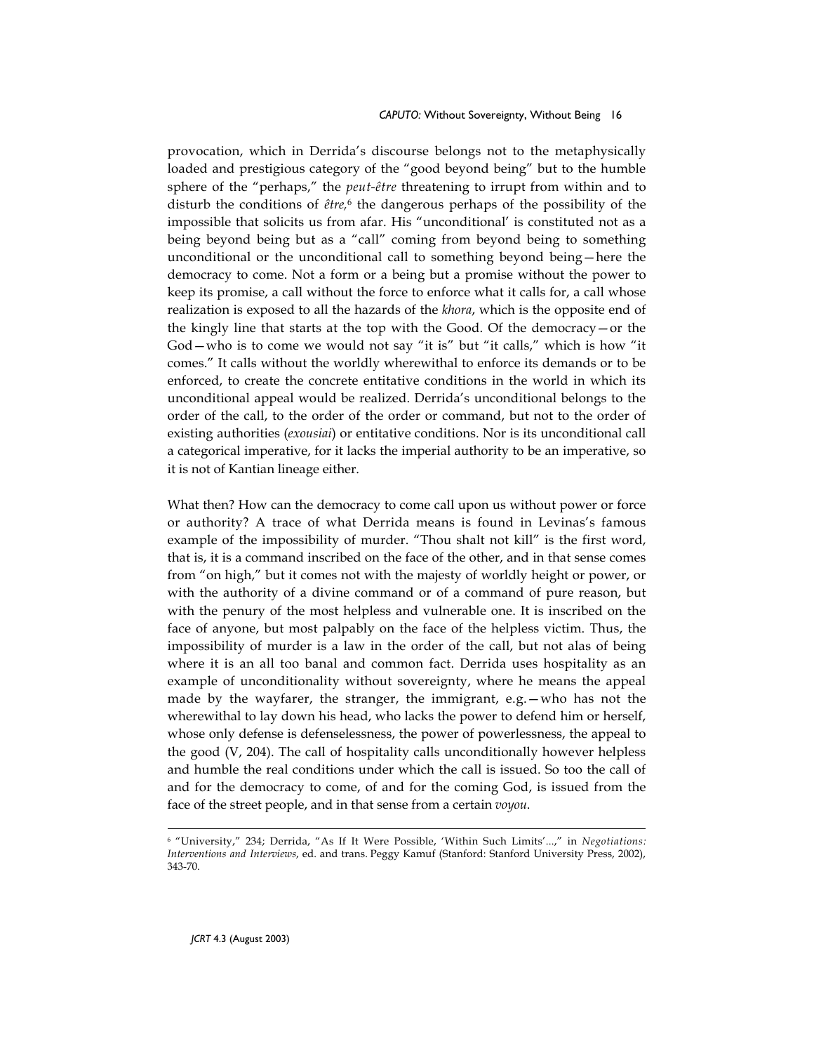provocation, which in Derrida's discourse belongs not to the metaphysically loaded and prestigious category of the "good beyond being" but to the humble sphere of the "perhaps," the *peut-être* threatening to irrupt from within and to disturb the conditions of *être*,[6] the dangerous perhaps of the possibility of the impossible that solicits us from afar. His "unconditional' is constituted not as a being beyond being but as a "call" coming from beyond being to something unconditional or the unconditional call to something beyond being—here the democracy to come. Not a form or a being but a promise without the power to keep its promise, a call without the force to enforce what it calls for, a call whose realization is exposed to all the hazards of the *khora*, which is the opposite end of the kingly line that starts at the top with the Good. Of the democracy—or the God—who is to come we would not say "it is" but "it calls," which is how "it comes." It calls without the worldly wherewithal to enforce its demands or to be enforced, to create the concrete entitative conditions in the world in which its unconditional appeal would be realized. Derrida's unconditional belongs to the order of the call, to the order of the order or command, but not to the order of existing authorities (*exousiai*) or entitative conditions. Nor is its unconditional call a categorical imperative, for it lacks the imperial authority to be an imperative, so it is not of Kantian lineage either.

What then? How can the democracy to come call upon us without power or force or authority? A trace of what Derrida means is found in Levinas's famous example of the impossibility of murder. "Thou shalt not kill" is the first word, that is, it is a command inscribed on the face of the other, and in that sense comes from "on high," but it comes not with the majesty of worldly height or power, or with the authority of a divine command or of a command of pure reason, but with the penury of the most helpless and vulnerable one. It is inscribed on the face of anyone, but most palpably on the face of the helpless victim. Thus, the impossibility of murder is a law in the order of the call, but not alas of being where it is an all too banal and common fact. Derrida uses hospitality as an example of unconditionality without sovereignty, where he means the appeal made by the wayfarer, the stranger, the immigrant, e.g.—who has not the wherewithal to lay down his head, who lacks the power to defend him or herself, whose only defense is defenselessness, the power of powerlessness, the appeal to the good (V, 204). The call of hospitality calls unconditionally however helpless and humble the real conditions under which the call is issued. So too the call of and for the democracy to come, of and for the coming God, is issued from the face of the street people, and in that sense from a certain *voyou*.

---

[6] "University," 234; Derrida, "As If It Were Possible, 'Within Such Limits'...," in *Negotiations: Interventions and Interviews*, ed. and trans. Peggy Kamuf (Stanford: Stanford University Press, 2002), 343-70.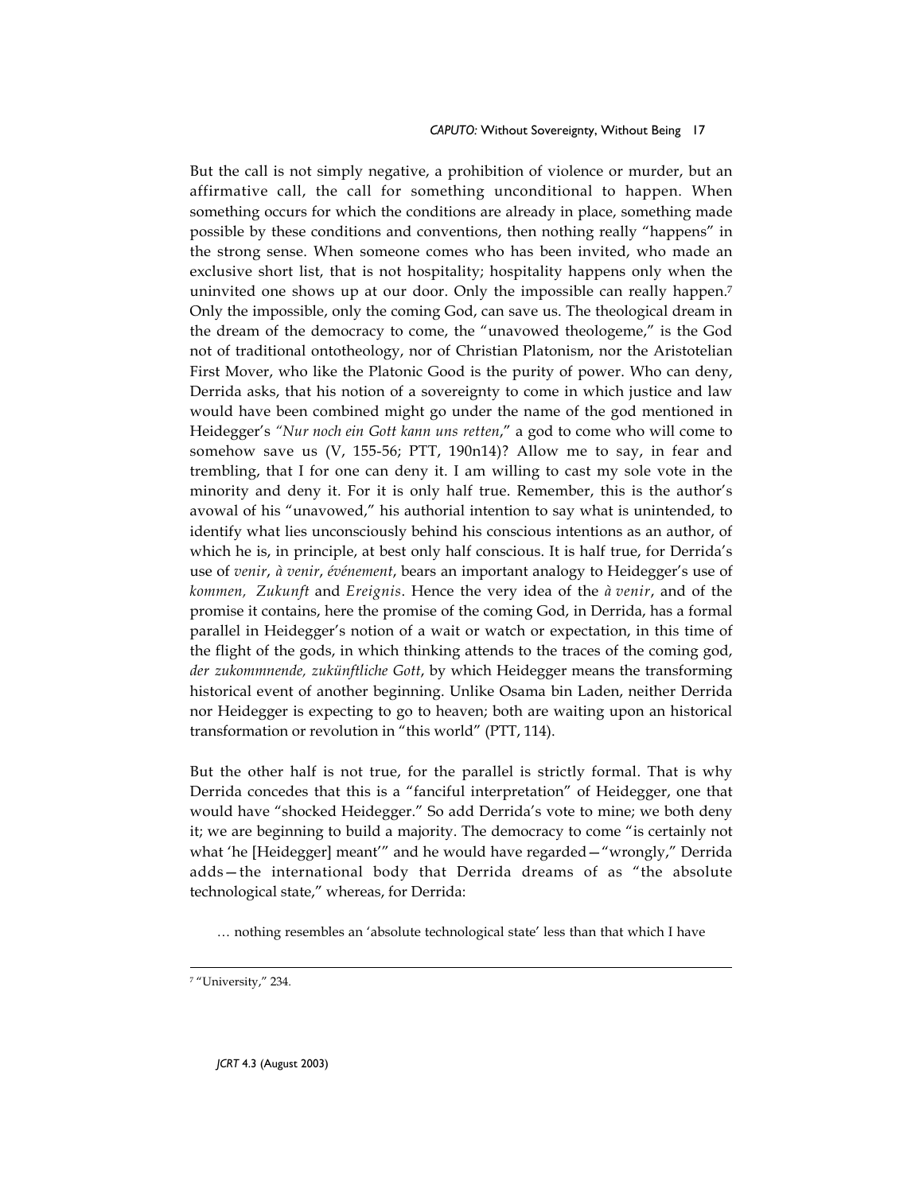But the call is not simply negative, a prohibition of violence or murder, but an affirmative call, the call for something unconditional to happen. When something occurs for which the conditions are already in place, something made possible by these conditions and conventions, then nothing really "happens" in the strong sense. When someone comes who has been invited, who made an exclusive short list, that is not hospitality; hospitality happens only when the uninvited one shows up at our door. Only the impossible can really happen.[7] Only the impossible, only the coming God, can save us. The theological dream in the dream of the democracy to come, the "unavowed theologeme," is the God not of traditional ontotheology, nor of Christian Platonism, nor the Aristotelian First Mover, who like the Platonic Good is the purity of power. Who can deny, Derrida asks, that his notion of a sovereignty to come in which justice and law would have been combined might go under the name of the god mentioned in Heidegger's *"Nur noch ein Gott kann uns retten*," a god to come who will come to somehow save us (V, 155-56; PTT, 190n14)? Allow me to say, in fear and trembling, that I for one can deny it. I am willing to cast my sole vote in the minority and deny it. For it is only half true. Remember, this is the author's avowal of his "unavowed," his authorial intention to say what is unintended, to identify what lies unconsciously behind his conscious intentions as an author, of which he is, in principle, at best only half conscious. It is half true, for Derrida's use of *venir*, *à venir*, *événement*, bears an important analogy to Heidegger's use of *kommen, Zukunft* and *Ereignis*. Hence the very idea of the *à venir*, and of the promise it contains, here the promise of the coming God, in Derrida, has a formal parallel in Heidegger's notion of a wait or watch or expectation, in this time of the flight of the gods, in which thinking attends to the traces of the coming god, *der zukommnende, zukünftliche Gott*, by which Heidegger means the transforming historical event of another beginning. Unlike Osama bin Laden, neither Derrida nor Heidegger is expecting to go to heaven; both are waiting upon an historical transformation or revolution in "this world" (PTT, 114).

But the other half is not true, for the parallel is strictly formal. That is why Derrida concedes that this is a "fanciful interpretation" of Heidegger, one that would have "shocked Heidegger." So add Derrida's vote to mine; we both deny it; we are beginning to build a majority. The democracy to come "is certainly not what 'he [Heidegger] meant'" and he would have regarded—"wrongly," Derrida adds—the international body that Derrida dreams of as "the absolute technological state," whereas, for Derrida:

> … nothing resembles an 'absolute technological state' less than that which I have

[7] "University," 234.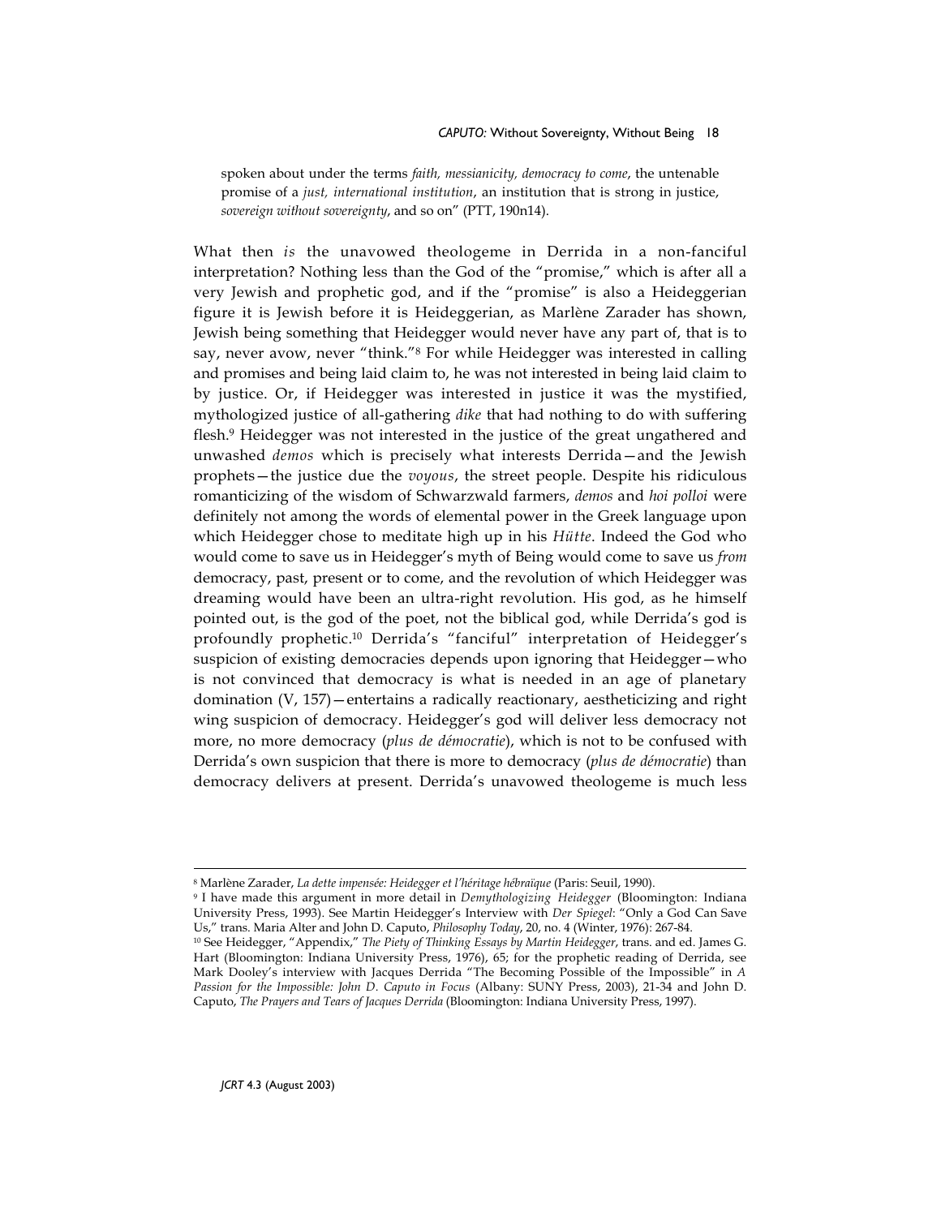spoken about under the terms *faith, messianicity, democracy to come*, the untenable promise of a *just, international institution*, an institution that is strong in justice, *sovereign without sovereignty*, and so on" (PTT, 190n14).

What then *is* the unavowed theologeme in Derrida in a non-fanciful interpretation? Nothing less than the God of the "promise," which is after all a very Jewish and prophetic god, and if the "promise" is also a Heideggerian figure it is Jewish before it is Heideggerian, as Marlène Zarader has shown, Jewish being something that Heidegger would never have any part of, that is to say, never avow, never "think."[8] For while Heidegger was interested in calling and promises and being laid claim to, he was not interested in being laid claim to by justice. Or, if Heidegger was interested in justice it was the mystified, mythologized justice of all-gathering *dike* that had nothing to do with suffering flesh.[9] Heidegger was not interested in the justice of the great ungathered and unwashed *demos* which is precisely what interests Derrida—and the Jewish prophets—the justice due the *voyous*, the street people. Despite his ridiculous romanticizing of the wisdom of Schwarzwald farmers, *demos* and *hoi polloi* were definitely not among the words of elemental power in the Greek language upon which Heidegger chose to meditate high up in his *Hütte*. Indeed the God who would come to save us in Heidegger's myth of Being would come to save us *from* democracy, past, present or to come, and the revolution of which Heidegger was dreaming would have been an ultra-right revolution. His god, as he himself pointed out, is the god of the poet, not the biblical god, while Derrida's god is profoundly prophetic.[10] Derrida's "fanciful" interpretation of Heidegger's suspicion of existing democracies depends upon ignoring that Heidegger—who is not convinced that democracy is what is needed in an age of planetary domination (V, 157)—entertains a radically reactionary, aestheticizing and right wing suspicion of democracy. Heidegger's god will deliver less democracy not more, no more democracy (*plus de démocratie*), which is not to be confused with Derrida's own suspicion that there is more to democracy (*plus de démocratie*) than democracy delivers at present. Derrida's unavowed theologeme is much less

---

[8] Marlène Zarader, *La dette impensée: Heidegger et l'héritage hébraïque* (Paris: Seuil, 1990).

[9] I have made this argument in more detail in *Demythologizing Heidegger* (Bloomington: Indiana University Press, 1993). See Martin Heidegger's Interview with *Der Spiegel*: "Only a God Can Save Us," trans. Maria Alter and John D. Caputo, *Philosophy Today*, 20, no. 4 (Winter, 1976): 267-84.

[10] See Heidegger, "Appendix," *The Piety of Thinking Essays by Martin Heidegger*, trans. and ed. James G. Hart (Bloomington: Indiana University Press, 1976), 65; for the prophetic reading of Derrida, see Mark Dooley's interview with Jacques Derrida "The Becoming Possible of the Impossible" in *A Passion for the Impossible: John D. Caputo in Focus* (Albany: SUNY Press, 2003), 21-34 and John D. Caputo, *The Prayers and Tears of Jacques Derrida* (Bloomington: Indiana University Press, 1997).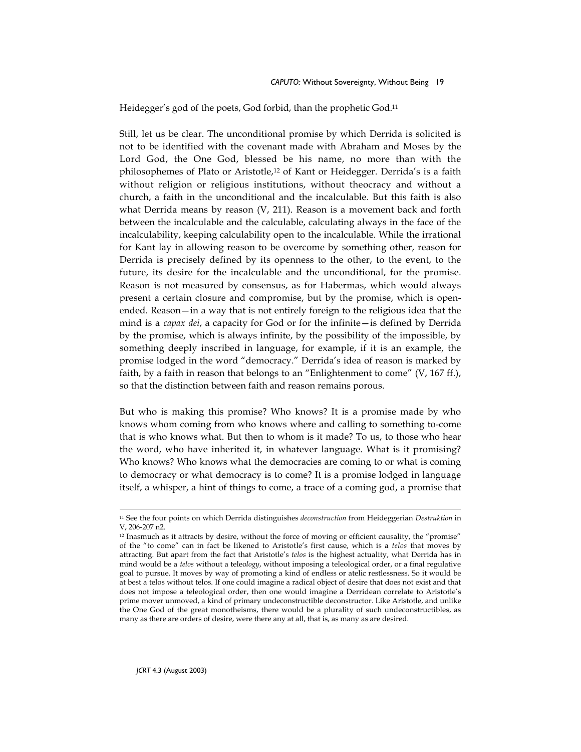Heidegger's god of the poets, God forbid, than the prophetic God.[11]

Still, let us be clear. The unconditional promise by which Derrida is solicited is not to be identified with the covenant made with Abraham and Moses by the Lord God, the One God, blessed be his name, no more than with the philosophemes of Plato or Aristotle,[12] of Kant or Heidegger. Derrida's is a faith without religion or religious institutions, without theocracy and without a church, a faith in the unconditional and the incalculable. But this faith is also what Derrida means by reason (V, 211). Reason is a movement back and forth between the incalculable and the calculable, calculating always in the face of the incalculability, keeping calculability open to the incalculable. While the irrational for Kant lay in allowing reason to be overcome by something other, reason for Derrida is precisely defined by its openness to the other, to the event, to the future, its desire for the incalculable and the unconditional, for the promise. Reason is not measured by consensus, as for Habermas, which would always present a certain closure and compromise, but by the promise, which is open-ended. Reason—in a way that is not entirely foreign to the religious idea that the mind is a *capax dei*, a capacity for God or for the infinite—is defined by Derrida by the promise, which is always infinite, by the possibility of the impossible, by something deeply inscribed in language, for example, if it is an example, the promise lodged in the word "democracy." Derrida's idea of reason is marked by faith, by a faith in reason that belongs to an "Enlightenment to come" (V, 167 ff.), so that the distinction between faith and reason remains porous.

But who is making this promise? Who knows? It is a promise made by who knows whom coming from who knows where and calling to something to-come that is who knows what. But then to whom is it made? To us, to those who hear the word, who have inherited it, in whatever language. What is it promising? Who knows? Who knows what the democracies are coming to or what is coming to democracy or what democracy is to come? It is a promise lodged in language itself, a whisper, a hint of things to come, a trace of a coming god, a promise that

---

[11] See the four points on which Derrida distinguishes *deconstruction* from Heideggerian *Destruktion* in V, 206-207 n2.

[12] Inasmuch as it attracts by desire, without the force of moving or efficient causality, the "promise" of the "to come" can in fact be likened to Aristotle's first cause, which is a *telos* that moves by attracting. But apart from the fact that Aristotle's *telos* is the highest actuality, what Derrida has in mind would be a *telos* without a teleo*logy*, without imposing a teleological order, or a final regulative goal to pursue. It moves by way of promoting a kind of endless or atelic restlessness. So it would be at best a telos without telos. If one could imagine a radical object of desire that does not exist and that does not impose a teleological order, then one would imagine a Derridean correlate to Aristotle's prime mover unmoved, a kind of primary undeconstructible deconstructor. Like Aristotle, and unlike the One God of the great monotheisms, there would be a plurality of such undeconstructibles, as many as there are orders of desire, were there any at all, that is, as many as are desired.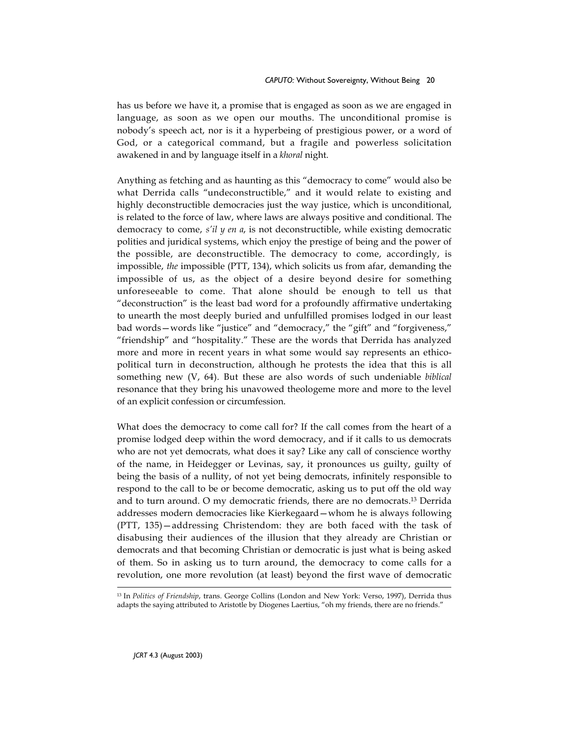has us before we have it, a promise that is engaged as soon as we are engaged in language, as soon as we open our mouths. The unconditional promise is nobody's speech act, nor is it a hyperbeing of prestigious power, or a word of God, or a categorical command, but a fragile and powerless solicitation awakened in and by language itself in a *khoral* night.

Anything as fetching and as haunting as this "democracy to come" would also be what Derrida calls "undeconstructible," and it would relate to existing and highly deconstructible democracies just the way justice, which is unconditional, is related to the force of law, where laws are always positive and conditional. The democracy to come, *s'il y en a*, is not deconstructible, while existing democratic polities and juridical systems, which enjoy the prestige of being and the power of the possible, are deconstructible. The democracy to come, accordingly, is impossible, *the* impossible (PTT, 134), which solicits us from afar, demanding the impossible of us, as the object of a desire beyond desire for something unforeseeable to come. That alone should be enough to tell us that "deconstruction" is the least bad word for a profoundly affirmative undertaking to unearth the most deeply buried and unfulfilled promises lodged in our least bad words—words like "justice" and "democracy," the "gift" and "forgiveness," "friendship" and "hospitality." These are the words that Derrida has analyzed more and more in recent years in what some would say represents an ethico-political turn in deconstruction, although he protests the idea that this is all something new (V, 64). But these are also words of such undeniable *biblical* resonance that they bring his unavowed theologeme more and more to the level of an explicit confession or circumfession.

What does the democracy to come call for? If the call comes from the heart of a promise lodged deep within the word democracy, and if it calls to us democrats who are not yet democrats, what does it say? Like any call of conscience worthy of the name, in Heidegger or Levinas, say, it pronounces us guilty, guilty of being the basis of a nullity, of not yet being democrats, infinitely responsible to respond to the call to be or become democratic, asking us to put off the old way and to turn around. O my democratic friends, there are no democrats.[13] Derrida addresses modern democracies like Kierkegaard—whom he is always following (PTT, 135)—addressing Christendom: they are both faced with the task of disabusing their audiences of the illusion that they already are Christian or democrats and that becoming Christian or democratic is just what is being asked of them. So in asking us to turn around, the democracy to come calls for a revolution, one more revolution (at least) beyond the first wave of democratic

---

[13] In *Politics of Friendship*, trans. George Collins (London and New York: Verso, 1997), Derrida thus adapts the saying attributed to Aristotle by Diogenes Laertius, "oh my friends, there are no friends."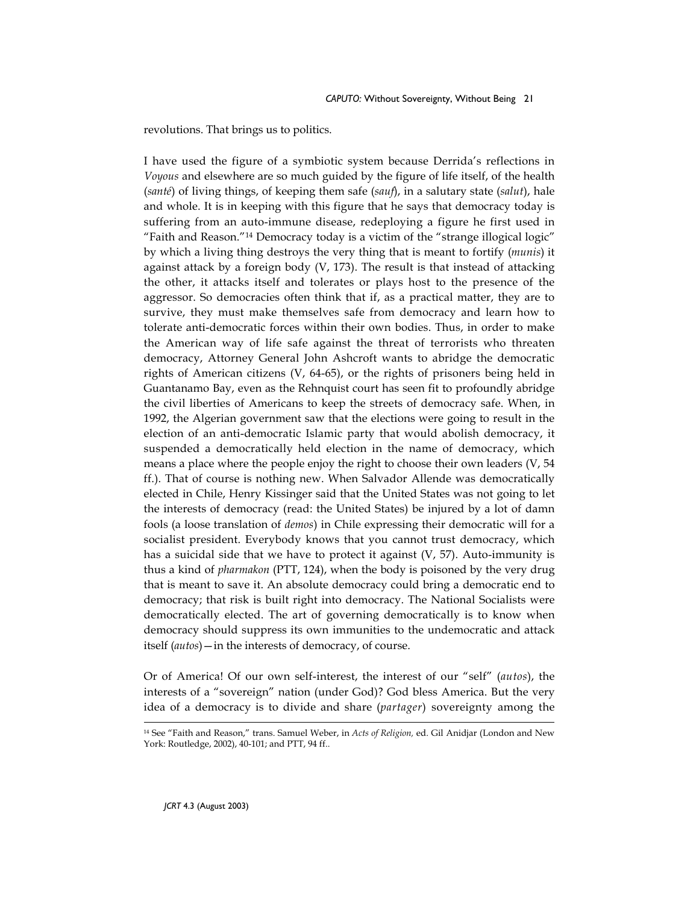revolutions. That brings us to politics.

I have used the figure of a symbiotic system because Derrida's reflections in *Voyous* and elsewhere are so much guided by the figure of life itself, of the health (*santé*) of living things, of keeping them safe (*sauf*), in a salutary state (*salut*), hale and whole. It is in keeping with this figure that he says that democracy today is suffering from an auto-immune disease, redeploying a figure he first used in "Faith and Reason."[14] Democracy today is a victim of the "strange illogical logic" by which a living thing destroys the very thing that is meant to fortify (*munis*) it against attack by a foreign body (V, 173). The result is that instead of attacking the other, it attacks itself and tolerates or plays host to the presence of the aggressor. So democracies often think that if, as a practical matter, they are to survive, they must make themselves safe from democracy and learn how to tolerate anti-democratic forces within their own bodies. Thus, in order to make the American way of life safe against the threat of terrorists who threaten democracy, Attorney General John Ashcroft wants to abridge the democratic rights of American citizens (V, 64-65), or the rights of prisoners being held in Guantanamo Bay, even as the Rehnquist court has seen fit to profoundly abridge the civil liberties of Americans to keep the streets of democracy safe. When, in 1992, the Algerian government saw that the elections were going to result in the election of an anti-democratic Islamic party that would abolish democracy, it suspended a democratically held election in the name of democracy, which means a place where the people enjoy the right to choose their own leaders (V, 54 ff.). That of course is nothing new. When Salvador Allende was democratically elected in Chile, Henry Kissinger said that the United States was not going to let the interests of democracy (read: the United States) be injured by a lot of damn fools (a loose translation of *demos*) in Chile expressing their democratic will for a socialist president. Everybody knows that you cannot trust democracy, which has a suicidal side that we have to protect it against (V, 57). Auto-immunity is thus a kind of *pharmakon* (PTT, 124), when the body is poisoned by the very drug that is meant to save it. An absolute democracy could bring a democratic end to democracy; that risk is built right into democracy. The National Socialists were democratically elected. The art of governing democratically is to know when democracy should suppress its own immunities to the undemocratic and attack itself (*autos*)—in the interests of democracy, of course.

Or of America! Of our own self-interest, the interest of our "self" (*autos*), the interests of a "sovereign" nation (under God)? God bless America. But the very idea of a democracy is to divide and share (*partager*) sovereignty among the

[14] See "Faith and Reason," trans. Samuel Weber, in *Acts of Religion,* ed. Gil Anidjar (London and New York: Routledge, 2002), 40-101; and PTT, 94 ff..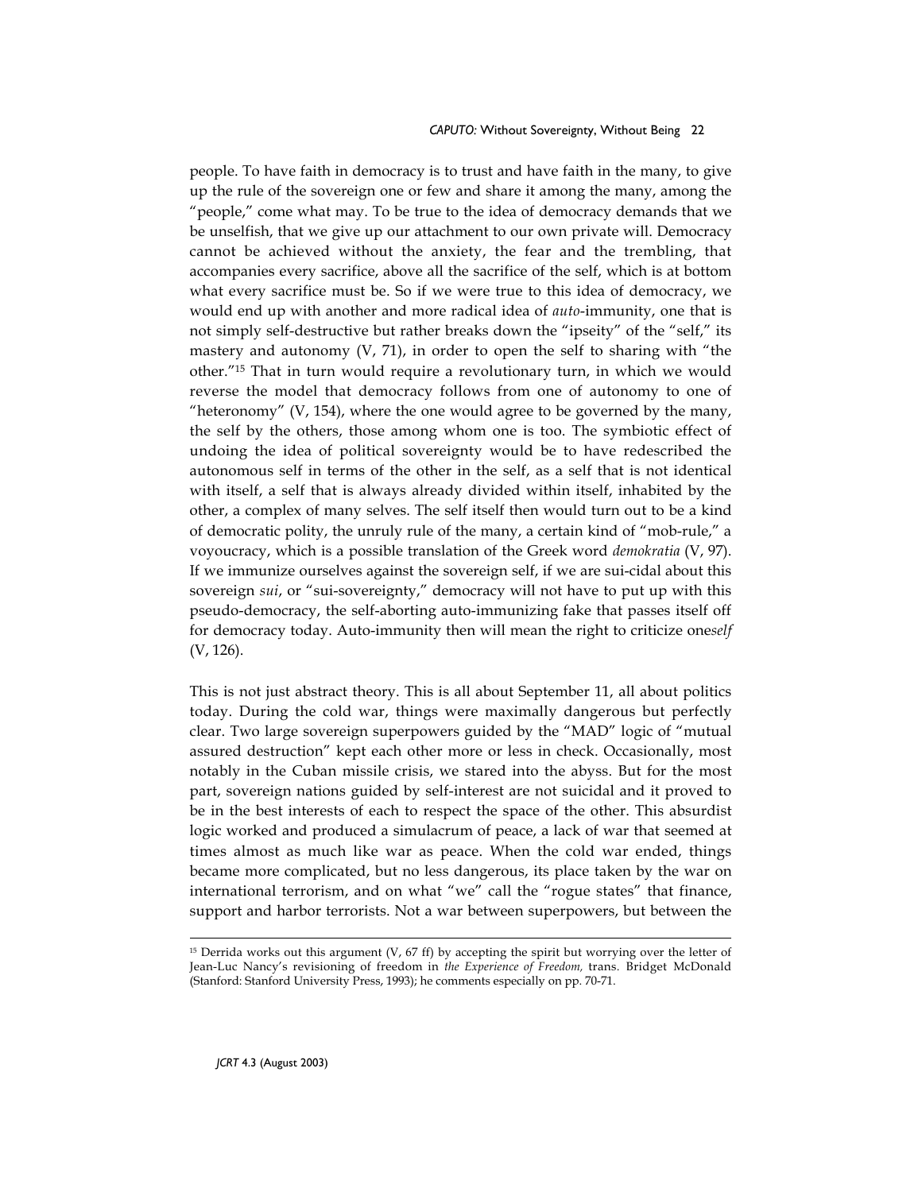people. To have faith in democracy is to trust and have faith in the many, to give up the rule of the sovereign one or few and share it among the many, among the "people," come what may. To be true to the idea of democracy demands that we be unselfish, that we give up our attachment to our own private will. Democracy cannot be achieved without the anxiety, the fear and the trembling, that accompanies every sacrifice, above all the sacrifice of the self, which is at bottom what every sacrifice must be. So if we were true to this idea of democracy, we would end up with another and more radical idea of *auto*-immunity, one that is not simply self-destructive but rather breaks down the "ipseity" of the "self," its mastery and autonomy (V, 71), in order to open the self to sharing with "the other."[15] That in turn would require a revolutionary turn, in which we would reverse the model that democracy follows from one of autonomy to one of "heteronomy" (V, 154), where the one would agree to be governed by the many, the self by the others, those among whom one is too. The symbiotic effect of undoing the idea of political sovereignty would be to have redescribed the autonomous self in terms of the other in the self, as a self that is not identical with itself, a self that is always already divided within itself, inhabited by the other, a complex of many selves. The self itself then would turn out to be a kind of democratic polity, the unruly rule of the many, a certain kind of "mob-rule," a voyoucracy, which is a possible translation of the Greek word *demokratia* (V, 97). If we immunize ourselves against the sovereign self, if we are sui-cidal about this sovereign *sui*, or "sui-sovereignty," democracy will not have to put up with this pseudo-democracy, the self-aborting auto-immunizing fake that passes itself off for democracy today. Auto-immunity then will mean the right to criticize one*self* (V, 126).

This is not just abstract theory. This is all about September 11, all about politics today. During the cold war, things were maximally dangerous but perfectly clear. Two large sovereign superpowers guided by the "MAD" logic of "mutual assured destruction" kept each other more or less in check. Occasionally, most notably in the Cuban missile crisis, we stared into the abyss. But for the most part, sovereign nations guided by self-interest are not suicidal and it proved to be in the best interests of each to respect the space of the other. This absurdist logic worked and produced a simulacrum of peace, a lack of war that seemed at times almost as much like war as peace. When the cold war ended, things became more complicated, but no less dangerous, its place taken by the war on international terrorism, and on what "we" call the "rogue states" that finance, support and harbor terrorists. Not a war between superpowers, but between the

---

[15] Derrida works out this argument (V, 67 ff) by accepting the spirit but worrying over the letter of Jean-Luc Nancy's revisioning of freedom in *the Experience of Freedom,* trans. Bridget McDonald (Stanford: Stanford University Press, 1993); he comments especially on pp. 70-71.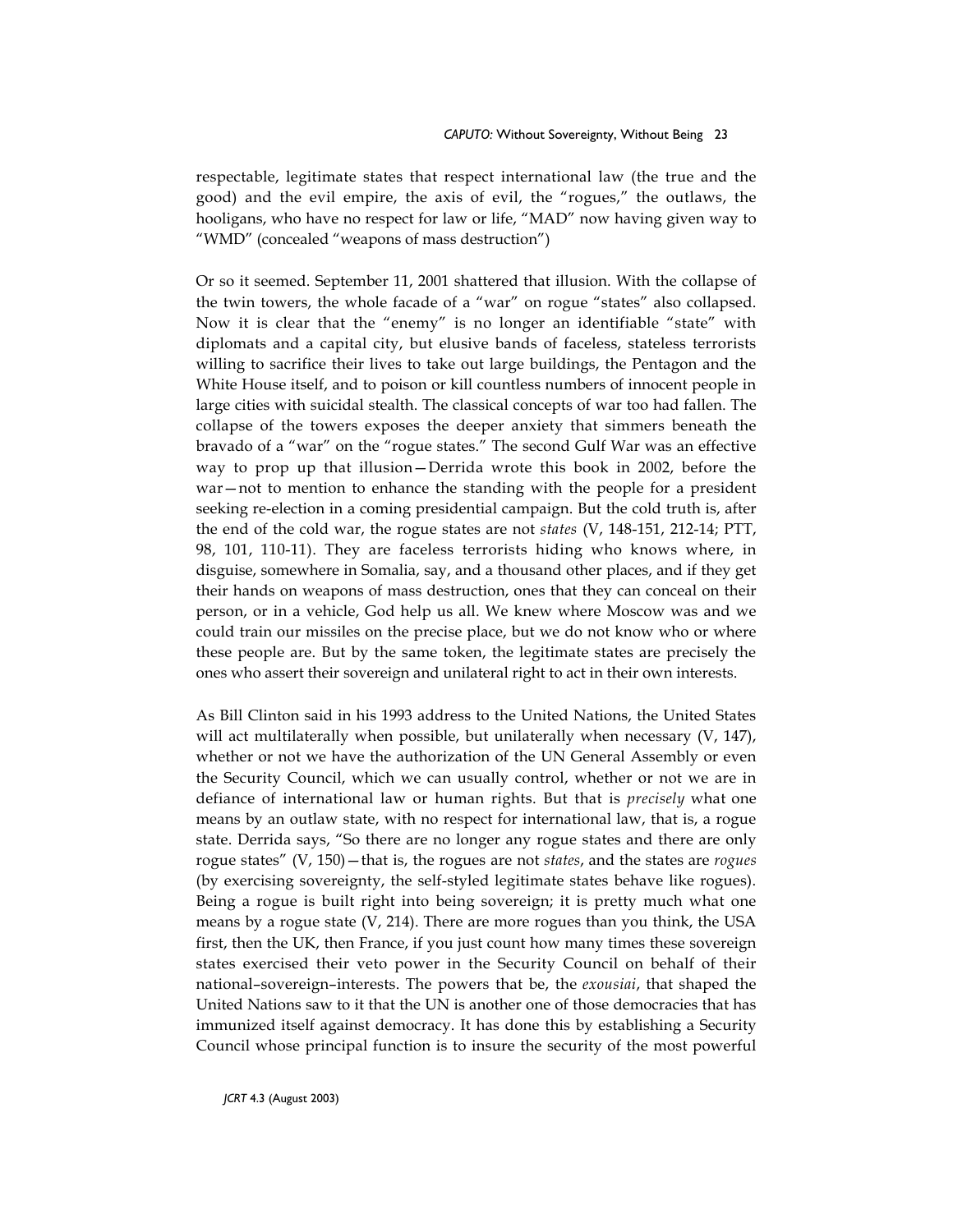respectable, legitimate states that respect international law (the true and the good) and the evil empire, the axis of evil, the "rogues," the outlaws, the hooligans, who have no respect for law or life, "MAD" now having given way to "WMD" (concealed "weapons of mass destruction")

Or so it seemed. September 11, 2001 shattered that illusion. With the collapse of the twin towers, the whole facade of a "war" on rogue "states" also collapsed. Now it is clear that the "enemy" is no longer an identifiable "state" with diplomats and a capital city, but elusive bands of faceless, stateless terrorists willing to sacrifice their lives to take out large buildings, the Pentagon and the White House itself, and to poison or kill countless numbers of innocent people in large cities with suicidal stealth. The classical concepts of war too had fallen. The collapse of the towers exposes the deeper anxiety that simmers beneath the bravado of a "war" on the "rogue states." The second Gulf War was an effective way to prop up that illusion—Derrida wrote this book in 2002, before the war—not to mention to enhance the standing with the people for a president seeking re-election in a coming presidential campaign. But the cold truth is, after the end of the cold war, the rogue states are not *states* (V, 148-151, 212-14; PTT, 98, 101, 110-11). They are faceless terrorists hiding who knows where, in disguise, somewhere in Somalia, say, and a thousand other places, and if they get their hands on weapons of mass destruction, ones that they can conceal on their person, or in a vehicle, God help us all. We knew where Moscow was and we could train our missiles on the precise place, but we do not know who or where these people are. But by the same token, the legitimate states are precisely the ones who assert their sovereign and unilateral right to act in their own interests.

As Bill Clinton said in his 1993 address to the United Nations, the United States will act multilaterally when possible, but unilaterally when necessary (V, 147), whether or not we have the authorization of the UN General Assembly or even the Security Council, which we can usually control, whether or not we are in defiance of international law or human rights. But that is *precisely* what one means by an outlaw state, with no respect for international law, that is, a rogue state. Derrida says, "So there are no longer any rogue states and there are only rogue states" (V, 150)—that is, the rogues are not *states*, and the states are *rogues* (by exercising sovereignty, the self-styled legitimate states behave like rogues). Being a rogue is built right into being sovereign; it is pretty much what one means by a rogue state (V, 214). There are more rogues than you think, the USA first, then the UK, then France, if you just count how many times these sovereign states exercised their veto power in the Security Council on behalf of their national–sovereign–interests. The powers that be, the *exousiai*, that shaped the United Nations saw to it that the UN is another one of those democracies that has immunized itself against democracy. It has done this by establishing a Security Council whose principal function is to insure the security of the most powerful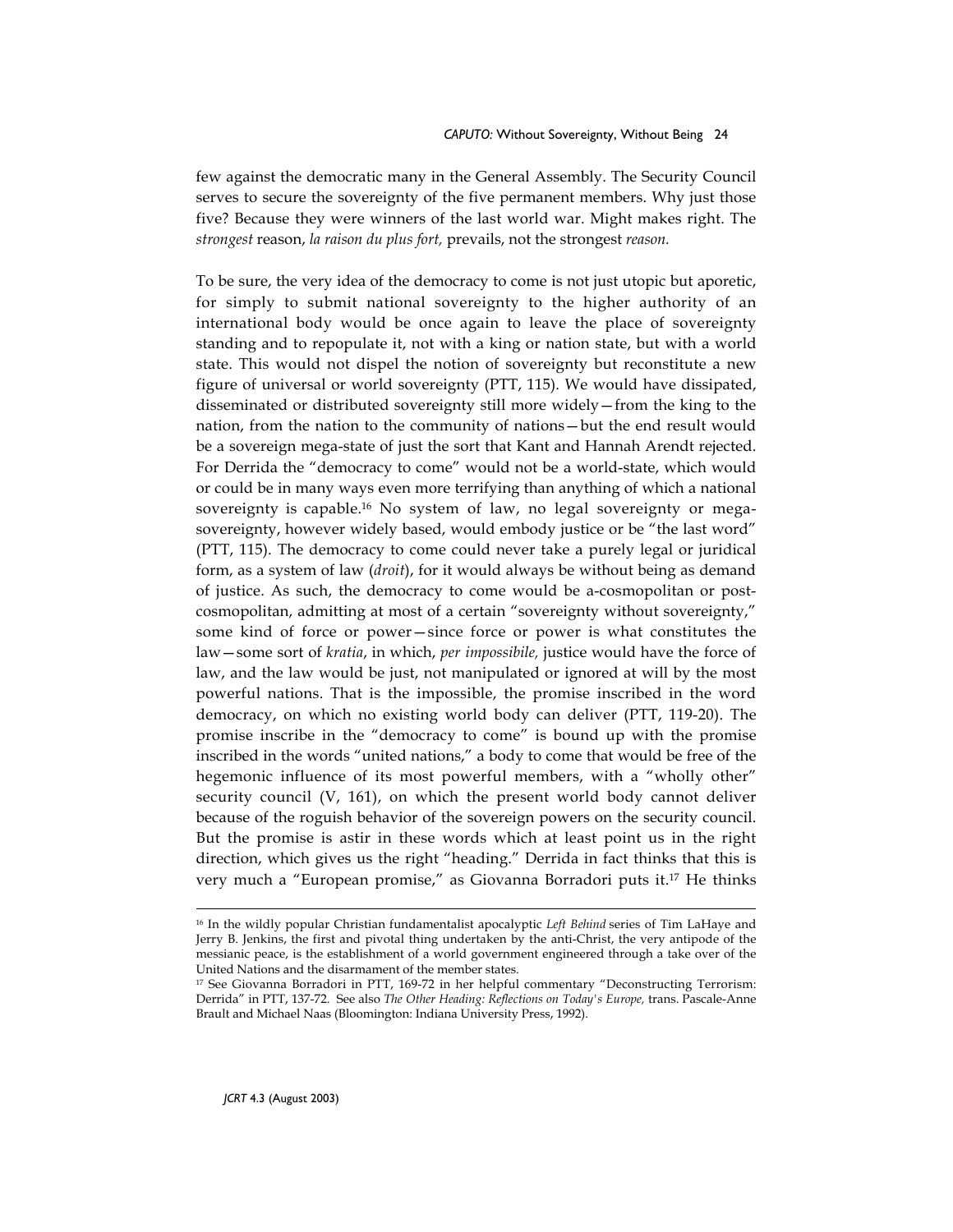few against the democratic many in the General Assembly. The Security Council serves to secure the sovereignty of the five permanent members. Why just those five? Because they were winners of the last world war. Might makes right. The *strongest* reason, *la raison du plus fort,* prevails, not the strongest *reason*.

To be sure, the very idea of the democracy to come is not just utopic but aporetic, for simply to submit national sovereignty to the higher authority of an international body would be once again to leave the place of sovereignty standing and to repopulate it, not with a king or nation state, but with a world state. This would not dispel the notion of sovereignty but reconstitute a new figure of universal or world sovereignty (PTT, 115). We would have dissipated, disseminated or distributed sovereignty still more widely—from the king to the nation, from the nation to the community of nations—but the end result would be a sovereign mega-state of just the sort that Kant and Hannah Arendt rejected. For Derrida the "democracy to come" would not be a world-state, which would or could be in many ways even more terrifying than anything of which a national sovereignty is capable.[16] No system of law, no legal sovereignty or mega-sovereignty, however widely based, would embody justice or be "the last word" (PTT, 115). The democracy to come could never take a purely legal or juridical form, as a system of law (*droit*), for it would always be without being as demand of justice. As such, the democracy to come would be a-cosmopolitan or post-cosmopolitan, admitting at most of a certain "sovereignty without sovereignty," some kind of force or power—since force or power is what constitutes the law—some sort of *kratia*, in which, *per impossibile,* justice would have the force of law, and the law would be just, not manipulated or ignored at will by the most powerful nations. That is the impossible, the promise inscribed in the word democracy, on which no existing world body can deliver (PTT, 119-20). The promise inscribe in the "democracy to come" is bound up with the promise inscribed in the words "united nations," a body to come that would be free of the hegemonic influence of its most powerful members, with a "wholly other" security council (V, 161), on which the present world body cannot deliver because of the roguish behavior of the sovereign powers on the security council. But the promise is astir in these words which at least point us in the right direction, which gives us the right "heading." Derrida in fact thinks that this is very much a "European promise," as Giovanna Borradori puts it.[17] He thinks

---

[16] In the wildly popular Christian fundamentalist apocalyptic *Left Behind* series of Tim LaHaye and Jerry B. Jenkins, the first and pivotal thing undertaken by the anti-Christ, the very antipode of the messianic peace, is the establishment of a world government engineered through a take over of the United Nations and the disarmament of the member states.

[17] See Giovanna Borradori in PTT, 169-72 in her helpful commentary "Deconstructing Terrorism: Derrida" in PTT, 137-72. See also *The Other Heading: Reflections on Today's Europe,* trans. Pascale-Anne Brault and Michael Naas (Bloomington: Indiana University Press, 1992).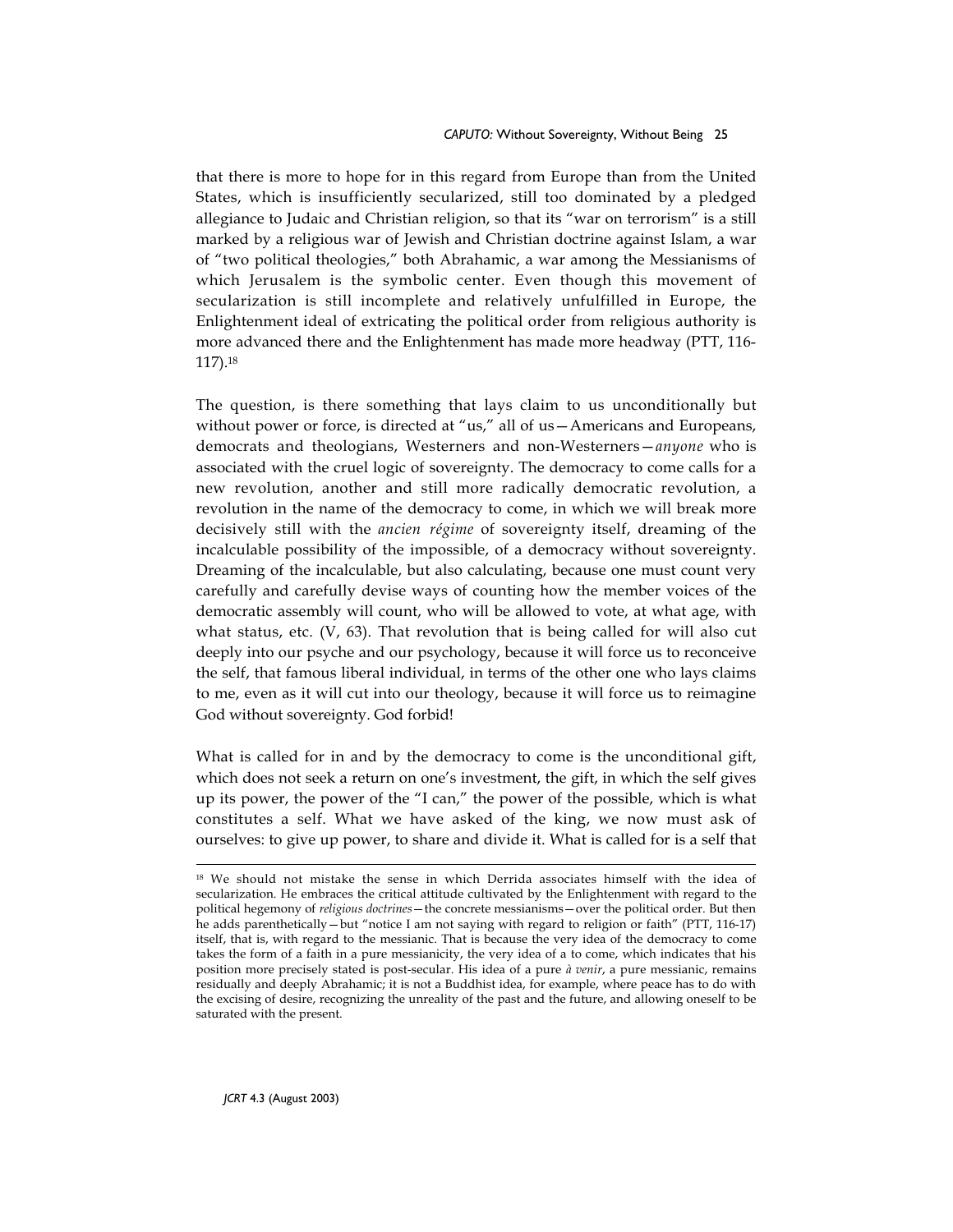that there is more to hope for in this regard from Europe than from the United States, which is insufficiently secularized, still too dominated by a pledged allegiance to Judaic and Christian religion, so that its "war on terrorism" is a still marked by a religious war of Jewish and Christian doctrine against Islam, a war of "two political theologies," both Abrahamic, a war among the Messianisms of which Jerusalem is the symbolic center. Even though this movement of secularization is still incomplete and relatively unfulfilled in Europe, the Enlightenment ideal of extricating the political order from religious authority is more advanced there and the Enlightenment has made more headway (PTT, 116-117).[18]

The question, is there something that lays claim to us unconditionally but without power or force, is directed at "us," all of us—Americans and Europeans, democrats and theologians, Westerners and non-Westerners—*anyone* who is associated with the cruel logic of sovereignty. The democracy to come calls for a new revolution, another and still more radically democratic revolution, a revolution in the name of the democracy to come, in which we will break more decisively still with the *ancien régime* of sovereignty itself, dreaming of the incalculable possibility of the impossible, of a democracy without sovereignty. Dreaming of the incalculable, but also calculating, because one must count very carefully and carefully devise ways of counting how the member voices of the democratic assembly will count, who will be allowed to vote, at what age, with what status, etc. (V, 63). That revolution that is being called for will also cut deeply into our psyche and our psychology, because it will force us to reconceive the self, that famous liberal individual, in terms of the other one who lays claims to me, even as it will cut into our theology, because it will force us to reimagine God without sovereignty. God forbid!

What is called for in and by the democracy to come is the unconditional gift, which does not seek a return on one's investment, the gift, in which the self gives up its power, the power of the "I can," the power of the possible, which is what constitutes a self. What we have asked of the king, we now must ask of ourselves: to give up power, to share and divide it. What is called for is a self that

---

[18] We should not mistake the sense in which Derrida associates himself with the idea of secularization. He embraces the critical attitude cultivated by the Enlightenment with regard to the political hegemony of *religious doctrines*—the concrete messianisms—over the political order. But then he adds parenthetically—but "notice I am not saying with regard to religion or faith" (PTT, 116-17) itself, that is, with regard to the messianic. That is because the very idea of the democracy to come takes the form of a faith in a pure messianicity, the very idea of a to come, which indicates that his position more precisely stated is post-secular. His idea of a pure *à venir*, a pure messianic, remains residually and deeply Abrahamic; it is not a Buddhist idea, for example, where peace has to do with the excising of desire, recognizing the unreality of the past and the future, and allowing oneself to be saturated with the present.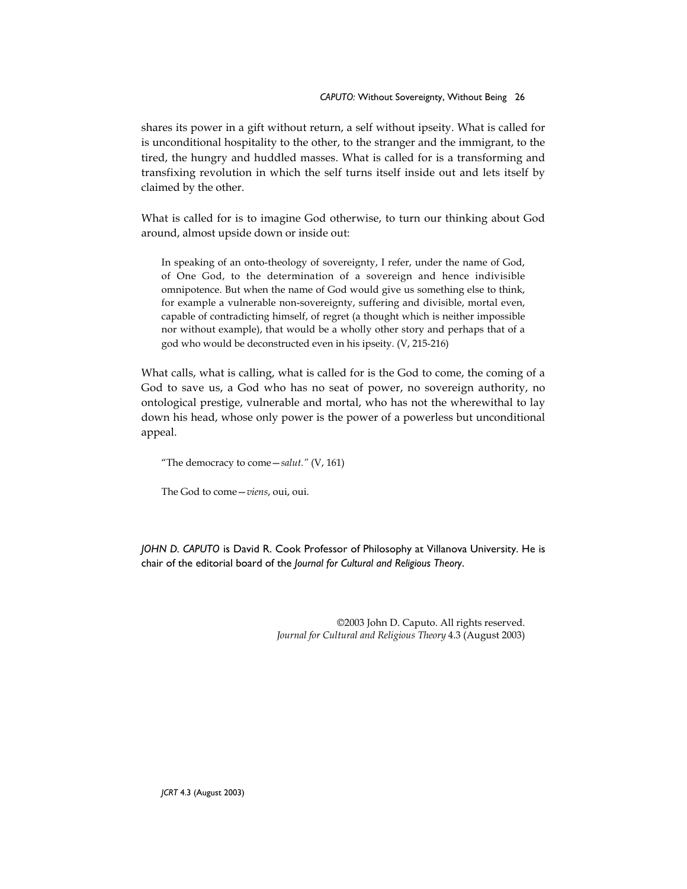shares its power in a gift without return, a self without ipseity. What is called for is unconditional hospitality to the other, to the stranger and the immigrant, to the tired, the hungry and huddled masses. What is called for is a transforming and transfixing revolution in which the self turns itself inside out and lets itself by claimed by the other.

What is called for is to imagine God otherwise, to turn our thinking about God around, almost upside down or inside out:

> In speaking of an onto-theology of sovereignty, I refer, under the name of God, of One God, to the determination of a sovereign and hence indivisible omnipotence. But when the name of God would give us something else to think, for example a vulnerable non-sovereignty, suffering and divisible, mortal even, capable of contradicting himself, of regret (a thought which is neither impossible nor without example), that would be a wholly other story and perhaps that of a god who would be deconstructed even in his ipseity. (V, 215-216)

What calls, what is calling, what is called for is the God to come, the coming of a God to save us, a God who has no seat of power, no sovereign authority, no ontological prestige, vulnerable and mortal, who has not the wherewithal to lay down his head, whose only power is the power of a powerless but unconditional appeal.

> "The democracy to come—*salut.*" (V, 161)
>
> The God to come—*viens*, oui, oui.

*JOHN D. CAPUTO* is David R. Cook Professor of Philosophy at Villanova University. He is chair of the editorial board of the *Journal for Cultural and Religious Theory*.

©2003 John D. Caputo. All rights reserved.
*Journal for Cultural and Religious Theory* 4.3 (August 2003)